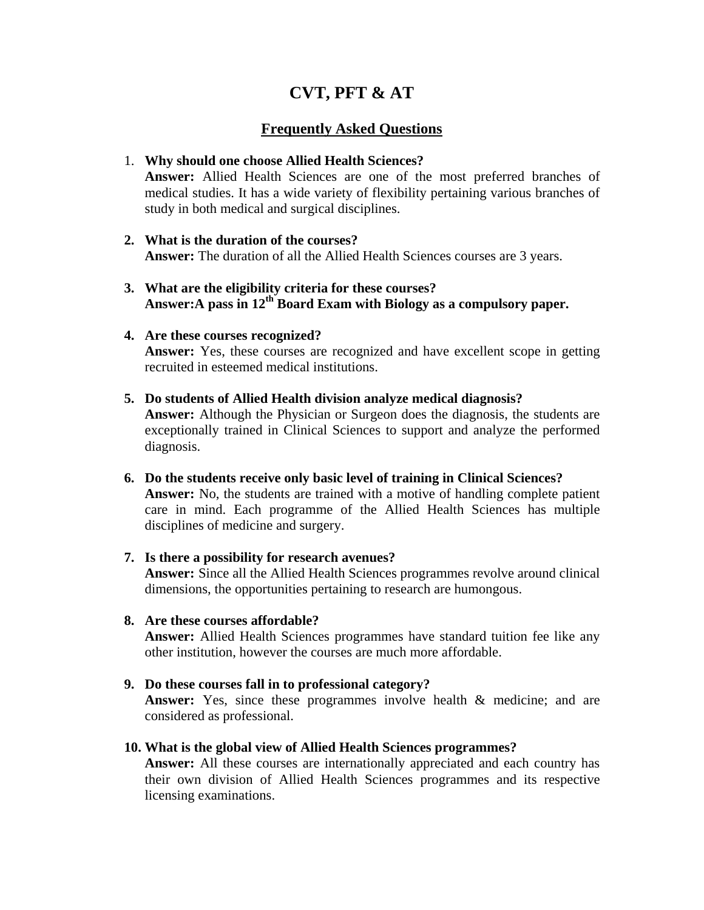# CVT, PFT & AT

## Frequently Asked Questions

1. **Why should one choose Allied Health Sciences?**
   **Answer:** Allied Health Sciences are one of the most preferred branches of medical studies. It has a wide variety of flexibility pertaining various branches of study in both medical and surgical disciplines.

2. **What is the duration of the courses?**
   **Answer:** The duration of all the Allied Health Sciences courses are 3 years.

3. **What are the eligibility criteria for these courses?**
   **Answer:A pass in 12th Board Exam with Biology as a compulsory paper.**

4. **Are these courses recognized?**
   **Answer:** Yes, these courses are recognized and have excellent scope in getting recruited in esteemed medical institutions.

5. **Do students of Allied Health division analyze medical diagnosis?**
   **Answer:** Although the Physician or Surgeon does the diagnosis, the students are exceptionally trained in Clinical Sciences to support and analyze the performed diagnosis.

6. **Do the students receive only basic level of training in Clinical Sciences?**
   **Answer:** No, the students are trained with a motive of handling complete patient care in mind. Each programme of the Allied Health Sciences has multiple disciplines of medicine and surgery.

7. **Is there a possibility for research avenues?**
   **Answer:** Since all the Allied Health Sciences programmes revolve around clinical dimensions, the opportunities pertaining to research are humongous.

8. **Are these courses affordable?**
   **Answer:** Allied Health Sciences programmes have standard tuition fee like any other institution, however the courses are much more affordable.

9. **Do these courses fall in to professional category?**
   **Answer:** Yes, since these programmes involve health & medicine; and are considered as professional.

10. **What is the global view of Allied Health Sciences programmes?**
    **Answer:** All these courses are internationally appreciated and each country has their own division of Allied Health Sciences programmes and its respective licensing examinations.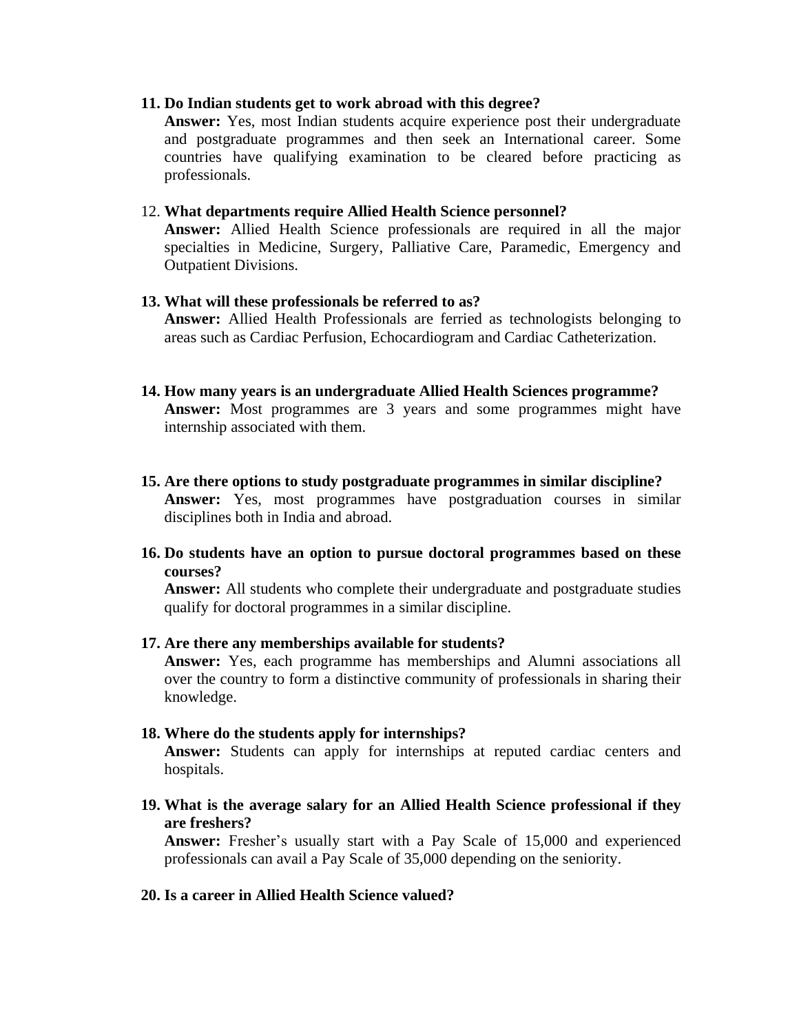11. **Do Indian students get to work abroad with this degree?**
    **Answer:** Yes, most Indian students acquire experience post their undergraduate and postgraduate programmes and then seek an International career. Some countries have qualifying examination to be cleared before practicing as professionals.

12. **What departments require Allied Health Science personnel?**
    **Answer:** Allied Health Science professionals are required in all the major specialties in Medicine, Surgery, Palliative Care, Paramedic, Emergency and Outpatient Divisions.

13. **What will these professionals be referred to as?**
    **Answer:** Allied Health Professionals are ferried as technologists belonging to areas such as Cardiac Perfusion, Echocardiogram and Cardiac Catheterization.

14. **How many years is an undergraduate Allied Health Sciences programme?**
    **Answer:** Most programmes are 3 years and some programmes might have internship associated with them.

15. **Are there options to study postgraduate programmes in similar discipline?**
    **Answer:** Yes, most programmes have postgraduation courses in similar disciplines both in India and abroad.

16. **Do students have an option to pursue doctoral programmes based on these courses?**
    **Answer:** All students who complete their undergraduate and postgraduate studies qualify for doctoral programmes in a similar discipline.

17. **Are there any memberships available for students?**
    **Answer:** Yes, each programme has memberships and Alumni associations all over the country to form a distinctive community of professionals in sharing their knowledge.

18. **Where do the students apply for internships?**
    **Answer:** Students can apply for internships at reputed cardiac centers and hospitals.

19. **What is the average salary for an Allied Health Science professional if they are freshers?**
    **Answer:** Fresher's usually start with a Pay Scale of 15,000 and experienced professionals can avail a Pay Scale of 35,000 depending on the seniority.

20. **Is a career in Allied Health Science valued?**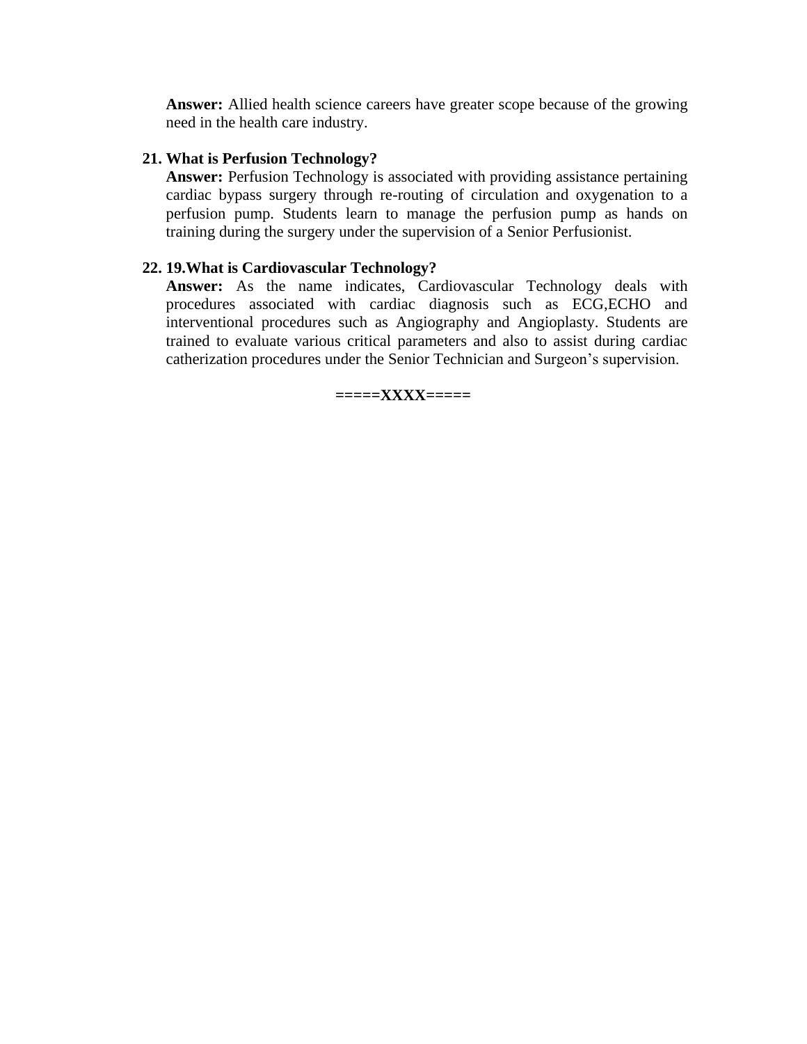**Answer:** Allied health science careers have greater scope because of the growing need in the health care industry.

21. **What is Perfusion Technology?**
    **Answer:** Perfusion Technology is associated with providing assistance pertaining cardiac bypass surgery through re-routing of circulation and oxygenation to a perfusion pump. Students learn to manage the perfusion pump as hands on training during the surgery under the supervision of a Senior Perfusionist.

22. **19.What is Cardiovascular Technology?**
    **Answer:** As the name indicates, Cardiovascular Technology deals with procedures associated with cardiac diagnosis such as ECG,ECHO and interventional procedures such as Angiography and Angioplasty. Students are trained to evaluate various critical parameters and also to assist during cardiac catherization procedures under the Senior Technician and Surgeon’s supervision.

**=====XXXX=====**